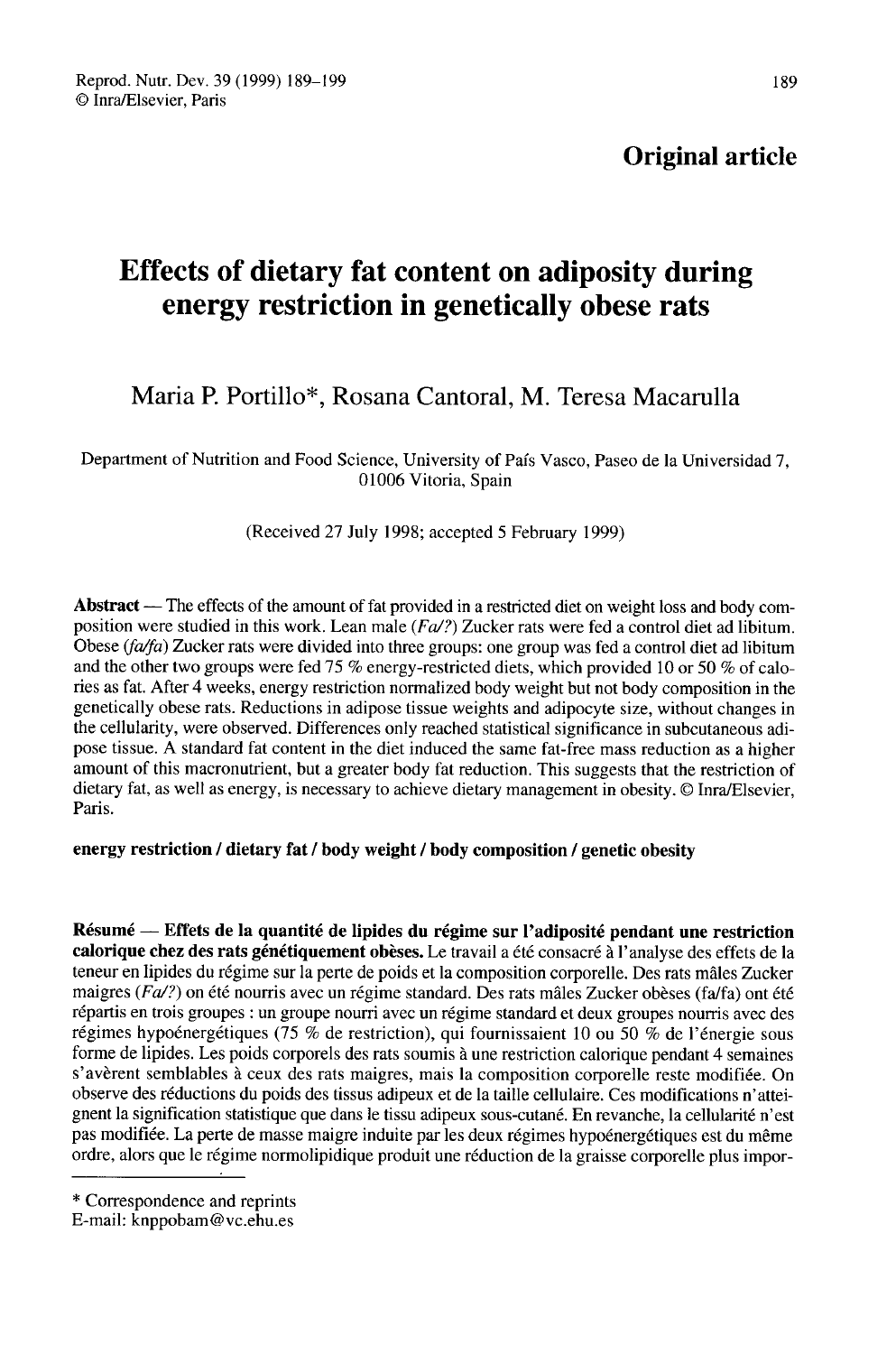**Original article**

# Effects of dietary fat content on adiposity during energy restriction in genetically obese rats

Maria P. Portillo*, Rosana Cantoral, M. Teresa Macarulla

Department of Nutrition and Food Science, University of País Vasco, Paseo de la Universidad 7, 01006 Vitoria, Spain

(Received 27 July 1998; accepted 5 February 1999)

**Abstract** — The effects of the amount of fat provided in a restricted diet on weight loss and body composition were studied in this work. Lean male (*Fa/?*) Zucker rats were fed a control diet ad libitum. Obese (*fa/fa*) Zucker rats were divided into three groups: one group was fed a control diet ad libitum and the other two groups were fed 75 % energy-restricted diets, which provided 10 or 50 % of calories as fat. After 4 weeks, energy restriction normalized body weight but not body composition in the genetically obese rats. Reductions in adipose tissue weights and adipocyte size, without changes in the cellularity, were observed. Differences only reached statistical significance in subcutaneous adipose tissue. A standard fat content in the diet induced the same fat-free mass reduction as a higher amount of this macronutrient, but a greater body fat reduction. This suggests that the restriction of dietary fat, as well as energy, is necessary to achieve dietary management in obesity. © Inra/Elsevier, Paris.

**energy restriction / dietary fat / body weight / body composition / genetic obesity**

**Résumé — Effets de la quantité de lipides du régime sur l'adiposité pendant une restriction calorique chez des rats génétiquement obèses.** Le travail a été consacré à l'analyse des effets de la teneur en lipides du régime sur la perte de poids et la composition corporelle. Des rats mâles Zucker maigres (*Fa/?*) ont été nourris avec un régime standard. Des rats mâles Zucker obèses (fa/fa) ont été répartis en trois groupes : un groupe nourri avec un régime standard et deux groupes nourris avec des régimes hypoénergétiques (75 % de restriction), qui fournissaient 10 ou 50 % de l'énergie sous forme de lipides. Les poids corporels des rats soumis à une restriction calorique pendant 4 semaines s'avèrent semblables à ceux des rats maigres, mais la composition corporelle reste modifiée. On observe des réductions du poids des tissus adipeux et de la taille cellulaire. Ces modifications n'atteignent la signification statistique que dans le tissu adipeux sous-cutané. En revanche, la cellularité n'est pas modifiée. La perte de masse maigre induite par les deux régimes hypoénergétiques est du même ordre, alors que le régime normolipidique produit une réduction de la graisse corporelle plus impor-

---

\* Correspondence and reprints
E-mail: knppobam@vc.ehu.es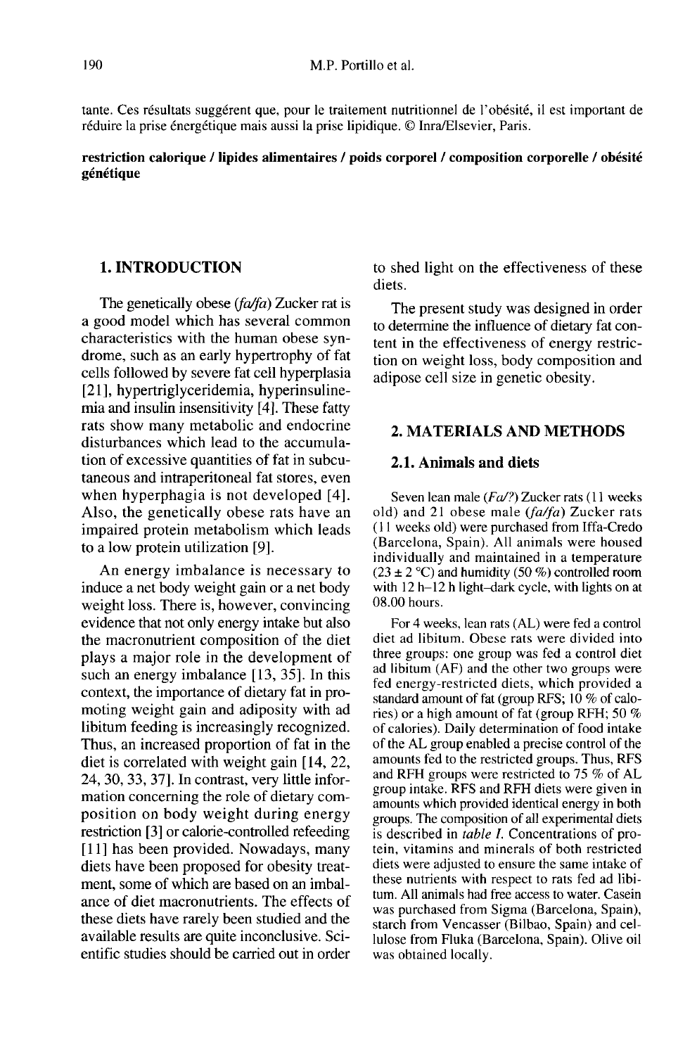tante. Ces résultats suggèrent que, pour le traitement nutritionnel de l'obésité, il est important de réduire la prise énergétique mais aussi la prise lipidique. © Inra/Elsevier, Paris.

**restriction calorique / lipides alimentaires / poids corporel / composition corporelle / obésité génétique**

## 1. INTRODUCTION

The genetically obese (*fa/fa*) Zucker rat is a good model which has several common characteristics with the human obese syndrome, such as an early hypertrophy of fat cells followed by severe fat cell hyperplasia [21], hypertriglyceridemia, hyperinsulinemia and insulin insensitivity [4]. These fatty rats show many metabolic and endocrine disturbances which lead to the accumulation of excessive quantities of fat in subcutaneous and intraperitoneal fat stores, even when hyperphagia is not developed [4]. Also, the genetically obese rats have an impaired protein metabolism which leads to a low protein utilization [9].

An energy imbalance is necessary to induce a net body weight gain or a net body weight loss. There is, however, convincing evidence that not only energy intake but also the macronutrient composition of the diet plays a major role in the development of such an energy imbalance [13, 35]. In this context, the importance of dietary fat in promoting weight gain and adiposity with ad libitum feeding is increasingly recognized. Thus, an increased proportion of fat in the diet is correlated with weight gain [14, 22, 24, 30, 33, 37]. In contrast, very little information concerning the role of dietary composition on body weight during energy restriction [3] or calorie-controlled refeeding [11] has been provided. Nowadays, many diets have been proposed for obesity treatment, some of which are based on an imbalance of diet macronutrients. The effects of these diets have rarely been studied and the available results are quite inconclusive. Scientific studies should be carried out in order to shed light on the effectiveness of these diets.

The present study was designed in order to determine the influence of dietary fat content in the effectiveness of energy restriction on weight loss, body composition and adipose cell size in genetic obesity.

## 2. MATERIALS AND METHODS

### 2.1. Animals and diets

Seven lean male (*Fa/?*) Zucker rats (11 weeks old) and 21 obese male (*fa/fa*) Zucker rats (11 weeks old) were purchased from Iffa-Credo (Barcelona, Spain). All animals were housed individually and maintained in a temperature (23 ± 2 °C) and humidity (50 %) controlled room with 12 h–12 h light–dark cycle, with lights on at 08.00 hours.

For 4 weeks, lean rats (AL) were fed a control diet ad libitum. Obese rats were divided into three groups: one group was fed a control diet ad libitum (AF) and the other two groups were fed energy-restricted diets, which provided a standard amount of fat (group RFS; 10 % of calories) or a high amount of fat (group RFH; 50 % of calories). Daily determination of food intake of the AL group enabled a precise control of the amounts fed to the restricted groups. Thus, RFS and RFH groups were restricted to 75 % of AL group intake. RFS and RFH diets were given in amounts which provided identical energy in both groups. The composition of all experimental diets is described in *table I*. Concentrations of protein, vitamins and minerals of both restricted diets were adjusted to ensure the same intake of these nutrients with respect to rats fed ad libitum. All animals had free access to water. Casein was purchased from Sigma (Barcelona, Spain), starch from Vencasser (Bilbao, Spain) and cellulose from Fluka (Barcelona, Spain). Olive oil was obtained locally.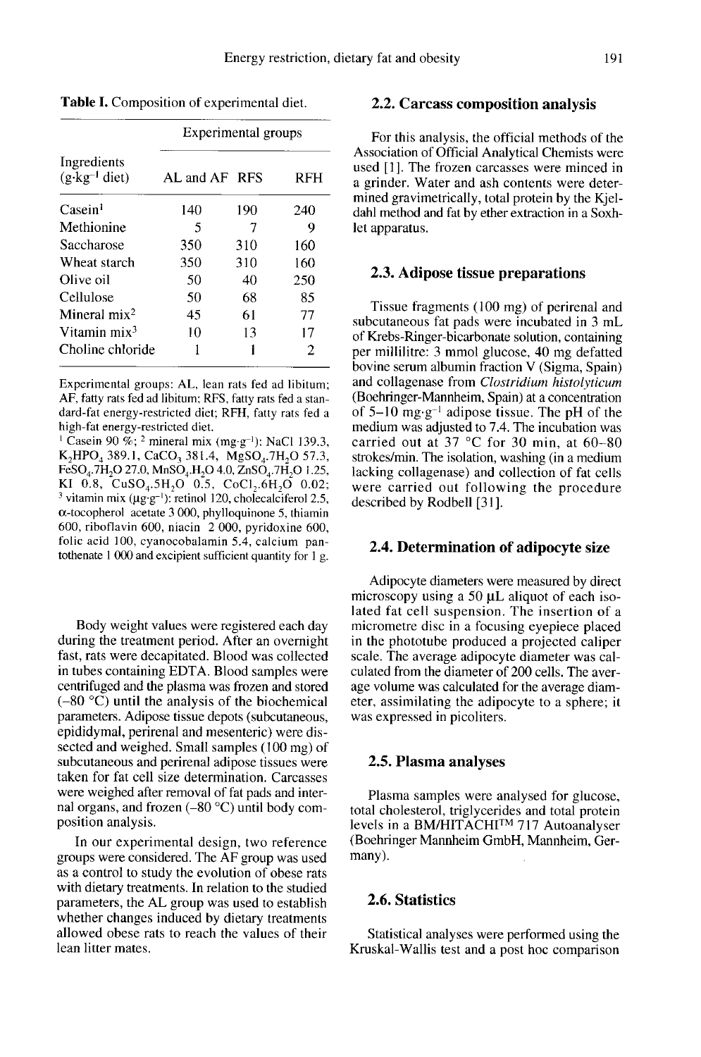**Table I.** Composition of experimental diet.

| Ingredients ($g \cdot kg^{-1}$ diet) | Experimental groups | | |
|---|---|---|---|
| | AL and AF | RFS | RFH |
| Casein[1] | 140 | 190 | 240 |
| Methionine | 5 | 7 | 9 |
| Saccharose | 350 | 310 | 160 |
| Wheat starch | 350 | 310 | 160 |
| Olive oil | 50 | 40 | 250 |
| Cellulose | 50 | 68 | 85 |
| Mineral mix[2] | 45 | 61 | 77 |
| Vitamin mix[3] | 10 | 13 | 17 |
| Choline chloride | 1 | 1 | 2 |

Experimental groups: AL, lean rats fed ad libitum; AF, fatty rats fed ad libitum; RFS, fatty rats fed a standard-fat energy-restricted diet; RFH, fatty rats fed a high-fat energy-restricted diet.
[1] Casein 90 %; [2] mineral mix ($mg \cdot g^{-1}$): NaCl 139.3, $K_2HPO_4$ 389.1, $CaCO_3$ 381.4, $MgSO_4.7H_2O$ 57.3, $FeSO_4.7H_2O$ 27.0, $MnSO_4.H_2O$ 4.0, $ZnSO_4.7H_2O$ 1.25, KI 0.8, $CuSO_4.5H_2O$ 0.5, $CoCl_2.6H_2O$ 0.02; [3] vitamin mix ($\mu g \cdot g^{-1}$): retinol 120, cholecalciferol 2.5, α-tocopherol acetate 3 000, phylloquinone 5, thiamin 600, riboflavin 600, niacin 2 000, pyridoxine 600, folic acid 100, cyanocobalamin 5.4, calcium pantothenate 1 000 and excipient sufficient quantity for 1 g.

Body weight values were registered each day during the treatment period. After an overnight fast, rats were decapitated. Blood was collected in tubes containing EDTA. Blood samples were centrifuged and the plasma was frozen and stored (–80 °C) until the analysis of the biochemical parameters. Adipose tissue depots (subcutaneous, epididymal, perirenal and mesenteric) were dissected and weighed. Small samples (100 mg) of subcutaneous and perirenal adipose tissues were taken for fat cell size determination. Carcasses were weighed after removal of fat pads and internal organs, and frozen (–80 °C) until body composition analysis.

In our experimental design, two reference groups were considered. The AF group was used as a control to study the evolution of obese rats with dietary treatments. In relation to the studied parameters, the AL group was used to establish whether changes induced by dietary treatments allowed obese rats to reach the values of their lean litter mates.

## 2.2. Carcass composition analysis

For this analysis, the official methods of the Association of Official Analytical Chemists were used [1]. The frozen carcasses were minced in a grinder. Water and ash contents were determined gravimetrically, total protein by the Kjeldahl method and fat by ether extraction in a Soxhlet apparatus.

## 2.3. Adipose tissue preparations

Tissue fragments (100 mg) of perirenal and subcutaneous fat pads were incubated in 3 mL of Krebs-Ringer-bicarbonate solution, containing per millilitre: 3 mmol glucose, 40 mg defatted bovine serum albumin fraction V (Sigma, Spain) and collagenase from *Clostridium histolyticum* (Boehringer-Mannheim, Spain) at a concentration of 5–10 $mg \cdot g^{-1}$ adipose tissue. The pH of the medium was adjusted to 7.4. The incubation was carried out at 37 °C for 30 min, at 60–80 strokes/min. The isolation, washing (in a medium lacking collagenase) and collection of fat cells were carried out following the procedure described by Rodbell [31].

## 2.4. Determination of adipocyte size

Adipocyte diameters were measured by direct microscopy using a 50 μL aliquot of each isolated fat cell suspension. The insertion of a micrometre disc in a focusing eyepiece placed in the phototube produced a projected caliper scale. The average adipocyte diameter was calculated from the diameter of 200 cells. The average volume was calculated for the average diameter, assimilating the adipocyte to a sphere; it was expressed in picoliters.

## 2.5. Plasma analyses

Plasma samples were analysed for glucose, total cholesterol, triglycerides and total protein levels in a BM/HITACHI™ 717 Autoanalyser (Boehringer Mannheim GmbH, Mannheim, Germany).

## 2.6. Statistics

Statistical analyses were performed using the Kruskal-Wallis test and a post hoc comparison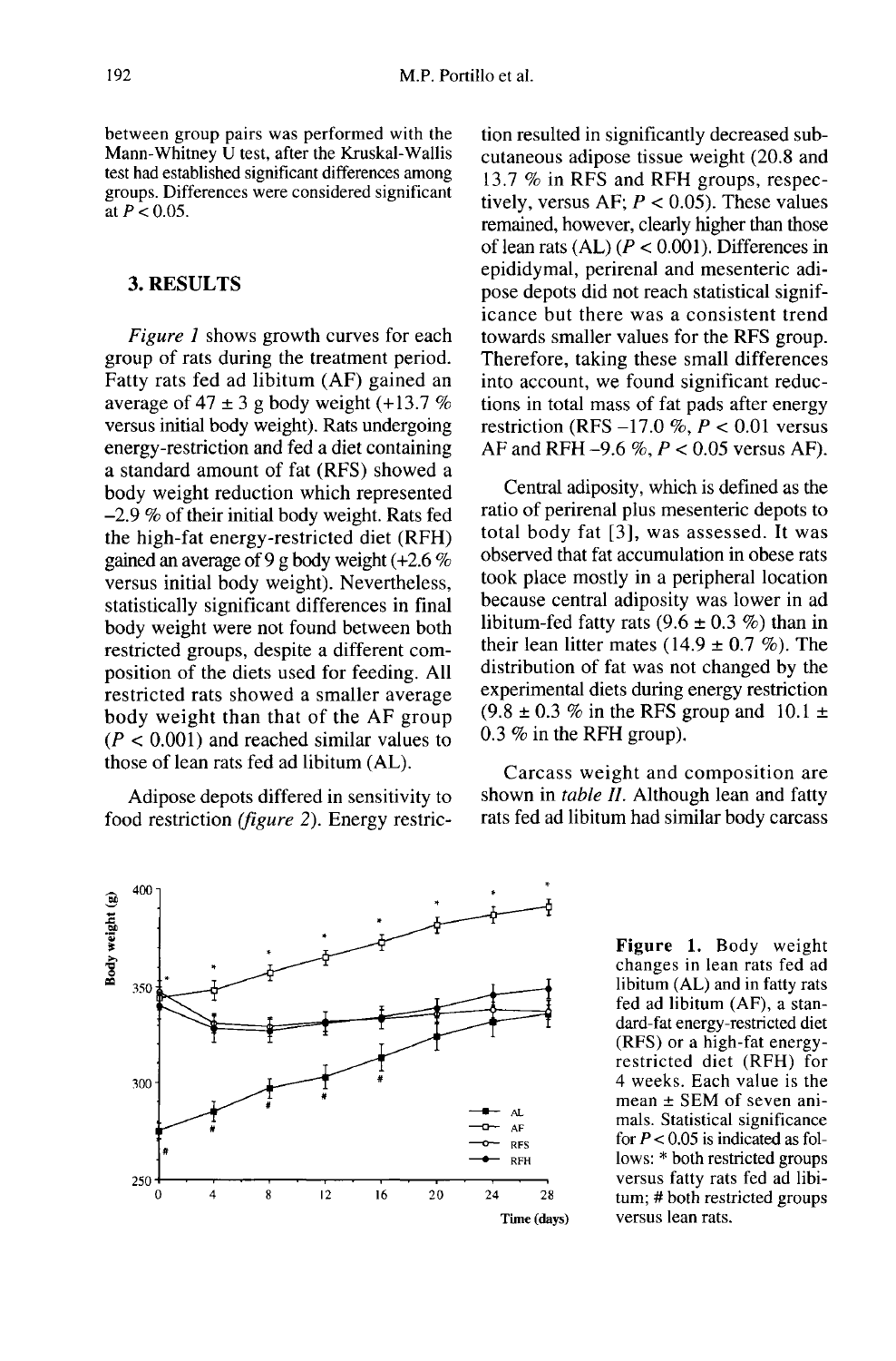between group pairs was performed with the Mann-Whitney U test, after the Kruskal-Wallis test had established significant differences among groups. Differences were considered significant at $P < 0.05$.

## 3. RESULTS

*Figure 1* shows growth curves for each group of rats during the treatment period. Fatty rats fed ad libitum (AF) gained an average of 47 ± 3 g body weight (+13.7 % versus initial body weight). Rats undergoing energy-restriction and fed a diet containing a standard amount of fat (RFS) showed a body weight reduction which represented –2.9 % of their initial body weight. Rats fed the high-fat energy-restricted diet (RFH) gained an average of 9 g body weight (+2.6 % versus initial body weight). Nevertheless, statistically significant differences in final body weight were not found between both restricted groups, despite a different composition of the diets used for feeding. All restricted rats showed a smaller average body weight than that of the AF group ($P < 0.001$) and reached similar values to those of lean rats fed ad libitum (AL).

Adipose depots differed in sensitivity to food restriction *(figure 2)*. Energy restriction resulted in significantly decreased subcutaneous adipose tissue weight (20.8 and 13.7 % in RFS and RFH groups, respectively, versus AF; $P < 0.05$). These values remained, however, clearly higher than those of lean rats (AL) ($P < 0.001$). Differences in epididymal, perirenal and mesenteric adipose depots did not reach statistical significance but there was a consistent trend towards smaller values for the RFS group. Therefore, taking these small differences into account, we found significant reductions in total mass of fat pads after energy restriction (RFS –17.0 %, $P < 0.01$ versus AF and RFH –9.6 %, $P < 0.05$ versus AF).

Central adiposity, which is defined as the ratio of perirenal plus mesenteric depots to total body fat [3], was assessed. It was observed that fat accumulation in obese rats took place mostly in a peripheral location because central adiposity was lower in ad libitum-fed fatty rats (9.6 ± 0.3 %) than in their lean litter mates (14.9 ± 0.7 %). The distribution of fat was not changed by the experimental diets during energy restriction (9.8 ± 0.3 % in the RFS group and 10.1 ± 0.3 % in the RFH group).

Carcass weight and composition are shown in *table II*. Although lean and fatty rats fed ad libitum had similar body carcass

**Figure 1.** Body weight changes in lean rats fed ad libitum (AL) and in fatty rats fed ad libitum (AF), a standard-fat energy-restricted diet (RFS) or a high-fat energy-restricted diet (RFH) for 4 weeks. Each value is the mean ± SEM of seven animals. Statistical significance for $P < 0.05$ is indicated as follows: * both restricted groups versus fatty rats fed ad libitum; # both restricted groups versus lean rats.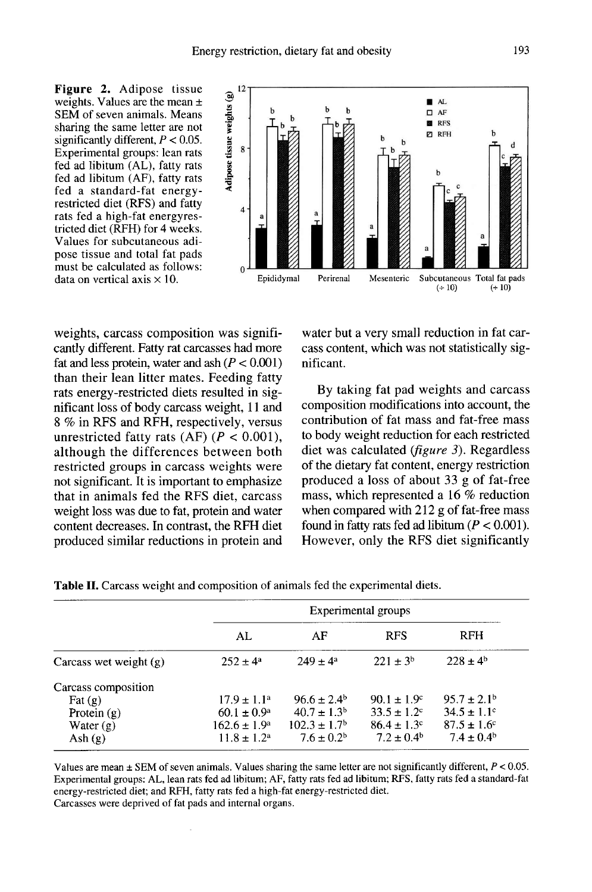**Figure 2.** Adipose tissue weights. Values are the mean ± SEM of seven animals. Means sharing the same letter are not significantly different, $P < 0.05$. Experimental groups: lean rats fed ad libitum (AL), fatty rats fed ad libitum (AF), fatty rats fed a standard-fat energy-restricted diet (RFS) and fatty rats fed a high-fat energyrestricted diet (RFH) for 4 weeks. Values for subcutaneous adipose tissue and total fat pads must be calculated as follows: data on vertical axis × 10.

weights, carcass composition was significantly different. Fatty rat carcasses had more fat and less protein, water and ash ($P < 0.001$) than their lean litter mates. Feeding fatty rats energy-restricted diets resulted in significant loss of body carcass weight, 11 and 8 % in RFS and RFH, respectively, versus unrestricted fatty rats (AF) ($P < 0.001$), although the differences between both restricted groups in carcass weights were not significant. It is important to emphasize that in animals fed the RFS diet, carcass weight loss was due to fat, protein and water content decreases. In contrast, the RFH diet produced similar reductions in protein and water but a very small reduction in fat carcass content, which was not statistically significant.

By taking fat pad weights and carcass composition modifications into account, the contribution of fat mass and fat-free mass to body weight reduction for each restricted diet was calculated (*figure 3*). Regardless of the dietary fat content, energy restriction produced a loss of about 33 g of fat-free mass, which represented a 16 % reduction when compared with 212 g of fat-free mass found in fatty rats fed ad libitum ($P < 0.001$). However, only the RFS diet significantly

**Table II.** Carcass weight and composition of animals fed the experimental diets.

| | Experimental groups | | | |
|---|---|---|---|---|
| | AL | AF | RFS | RFH |
| Carcass wet weight (g) | 252 ± 4[a] | 249 ± 4[a] | 221 ± 3[b] | 228 ± 4[b] |
| Carcass composition | | | | |
| Fat (g) | 17.9 ± 1.1[a] | 96.6 ± 2.4[b] | 90.1 ± 1.9[c] | 95.7 ± 2.1[b] |
| Protein (g) | 60.1 ± 0.9[a] | 40.7 ± 1.3[b] | 33.5 ± 1.2[c] | 34.5 ± 1.1[c] |
| Water (g) | 162.6 ± 1.9[a] | 102.3 ± 1.7[b] | 86.4 ± 1.3[c] | 87.5 ± 1.6[c] |
| Ash (g) | 11.8 ± 1.2[a] | 7.6 ± 0.2[b] | 7.2 ± 0.4[b] | 7.4 ± 0.4[b] |

Values are mean ± SEM of seven animals. Values sharing the same letter are not significantly different, $P < 0.05$. Experimental groups: AL, lean rats fed ad libitum; AF, fatty rats fed ad libitum; RFS, fatty rats fed a standard-fat energy-restricted diet; and RFH, fatty rats fed a high-fat energy-restricted diet.
Carcasses were deprived of fat pads and internal organs.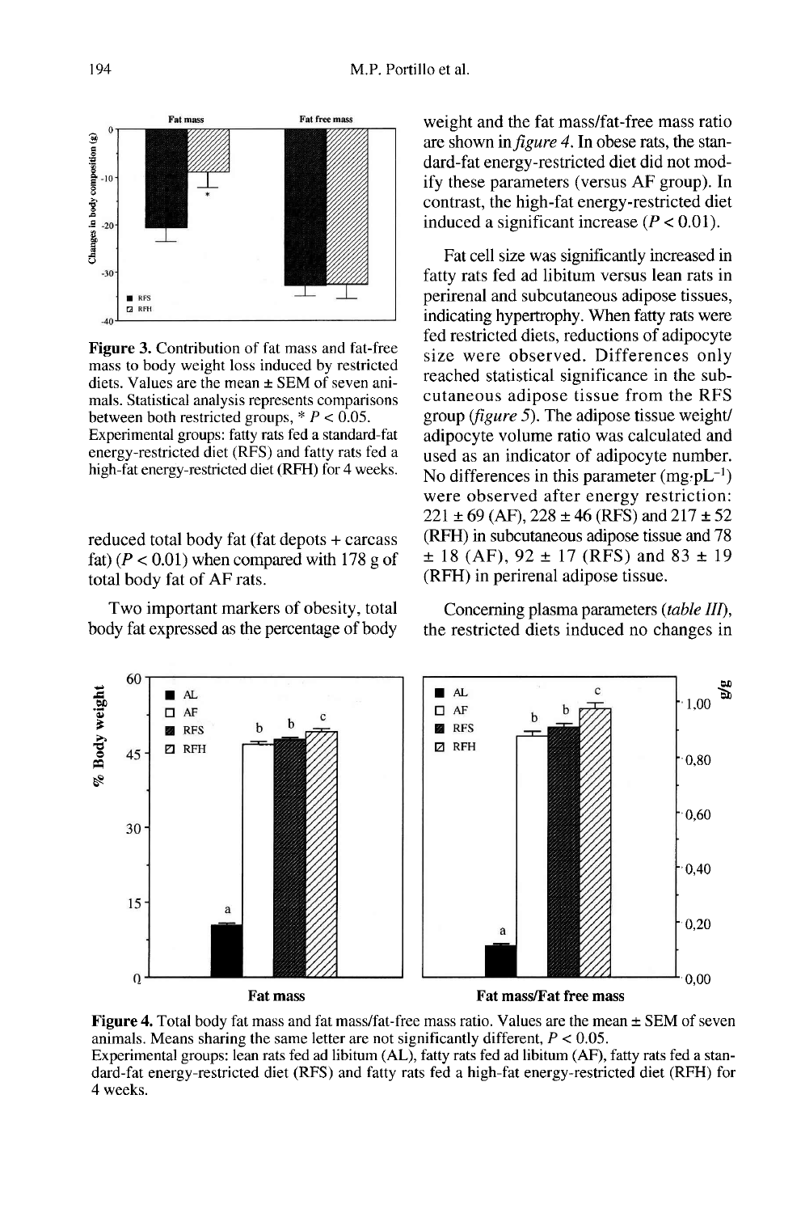**Figure 3.** Contribution of fat mass and fat-free mass to body weight loss induced by restricted diets. Values are the mean ± SEM of seven animals. Statistical analysis represents comparisons between both restricted groups, * $P < 0.05$.
Experimental groups: fatty rats fed a standard-fat energy-restricted diet (RFS) and fatty rats fed a high-fat energy-restricted diet (RFH) for 4 weeks.

reduced total body fat (fat depots + carcass fat) ($P < 0.01$) when compared with 178 g of total body fat of AF rats.

Two important markers of obesity, total body fat expressed as the percentage of body weight and the fat mass/fat-free mass ratio are shown in *figure 4*. In obese rats, the standard-fat energy-restricted diet did not modify these parameters (versus AF group). In contrast, the high-fat energy-restricted diet induced a significant increase ($P < 0.01$).

Fat cell size was significantly increased in fatty rats fed ad libitum versus lean rats in perirenal and subcutaneous adipose tissues, indicating hypertrophy. When fatty rats were fed restricted diets, reductions of adipocyte size were observed. Differences only reached statistical significance in the subcutaneous adipose tissue from the RFS group (*figure 5*). The adipose tissue weight/adipocyte volume ratio was calculated and used as an indicator of adipocyte number. No differences in this parameter ($mg \cdot pL^{-1}$) were observed after energy restriction: 221 ± 69 (AF), 228 ± 46 (RFS) and 217 ± 52 (RFH) in subcutaneous adipose tissue and 78 ± 18 (AF), 92 ± 17 (RFS) and 83 ± 19 (RFH) in perirenal adipose tissue.

Concerning plasma parameters (*table III*), the restricted diets induced no changes in

**Figure 4.** Total body fat mass and fat mass/fat-free mass ratio. Values are the mean ± SEM of seven animals. Means sharing the same letter are not significantly different, $P < 0.05$.
Experimental groups: lean rats fed ad libitum (AL), fatty rats fed ad libitum (AF), fatty rats fed a standard-fat energy-restricted diet (RFS) and fatty rats fed a high-fat energy-restricted diet (RFH) for 4 weeks.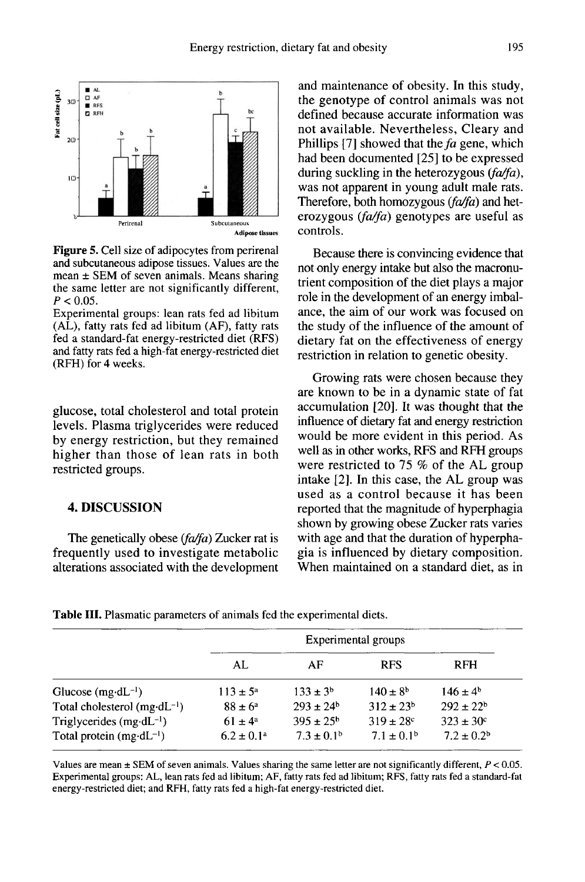**Figure 5.** Cell size of adipocytes from perirenal and subcutaneous adipose tissues. Values are the mean ± SEM of seven animals. Means sharing the same letter are not significantly different, $P < 0.05$.
Experimental groups: lean rats fed ad libitum (AL), fatty rats fed ad libitum (AF), fatty rats fed a standard-fat energy-restricted diet (RFS) and fatty rats fed a high-fat energy-restricted diet (RFH) for 4 weeks.

glucose, total cholesterol and total protein levels. Plasma triglycerides were reduced by energy restriction, but they remained higher than those of lean rats in both restricted groups.

## 4. DISCUSSION

The genetically obese (*fa/fa*) Zucker rat is frequently used to investigate metabolic alterations associated with the development and maintenance of obesity. In this study, the genotype of control animals was not defined because accurate information was not available. Nevertheless, Cleary and Phillips [7] showed that the *fa* gene, which had been documented [25] to be expressed during suckling in the heterozygous (*fa/fa*), was not apparent in young adult male rats. Therefore, both homozygous (*fa/fa*) and heterozygous (*fa/fa*) genotypes are useful as controls.

Because there is convincing evidence that not only energy intake but also the macronutrient composition of the diet plays a major role in the development of an energy imbalance, the aim of our work was focused on the study of the influence of the amount of dietary fat on the effectiveness of energy restriction in relation to genetic obesity.

Growing rats were chosen because they are known to be in a dynamic state of fat accumulation [20]. It was thought that the influence of dietary fat and energy restriction would be more evident in this period. As well as in other works, RFS and RFH groups were restricted to 75 % of the AL group intake [2]. In this case, the AL group was used as a control because it has been reported that the magnitude of hyperphagia shown by growing obese Zucker rats varies with age and that the duration of hyperphagia is influenced by dietary composition. When maintained on a standard diet, as in

**Table III.** Plasmatic parameters of animals fed the experimental diets.

| | Experimental groups | | | |
|---|---|---|---|---|
| | AL | AF | RFS | RFH |
| Glucose (mg·dL$^{-1}$) | 113 ± 5[a] | 133 ± 3[b] | 140 ± 8[b] | 146 ± 4[b] |
| Total cholesterol (mg·dL$^{-1}$) | 88 ± 6[a] | 293 ± 24[b] | 312 ± 23[b] | 292 ± 22[b] |
| Triglycerides (mg·dL$^{-1}$) | 61 ± 4[a] | 395 ± 25[b] | 319 ± 28[c] | 323 ± 30[c] |
| Total protein (mg·dL$^{-1}$) | 6.2 ± 0.1[a] | 7.3 ± 0.1[b] | 7.1 ± 0.1[b] | 7.2 ± 0.2[b] |

Values are mean ± SEM of seven animals. Values sharing the same letter are not significantly different, $P < 0.05$. Experimental groups: AL, lean rats fed ad libitum; AF, fatty rats fed ad libitum; RFS, fatty rats fed a standard-fat energy-restricted diet; and RFH, fatty rats fed a high-fat energy-restricted diet.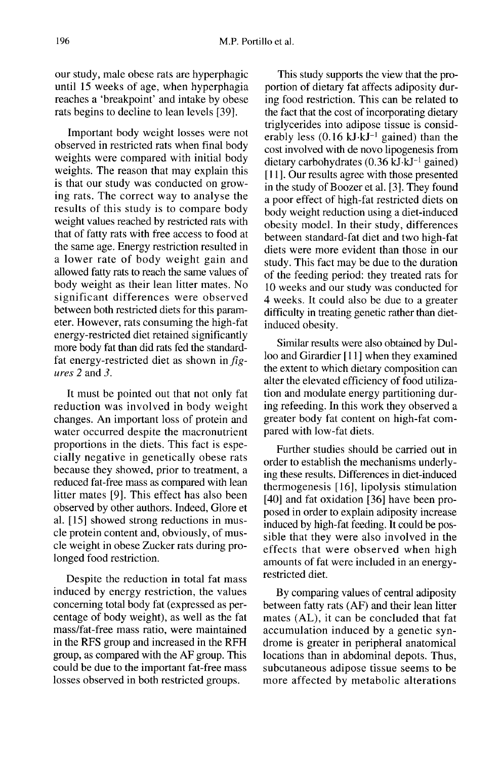our study, male obese rats are hyperphagic until 15 weeks of age, when hyperphagia reaches a 'breakpoint' and intake by obese rats begins to decline to lean levels [39].

Important body weight losses were not observed in restricted rats when final body weights were compared with initial body weights. The reason that may explain this is that our study was conducted on growing rats. The correct way to analyse the results of this study is to compare body weight values reached by restricted rats with that of fatty rats with free access to food at the same age. Energy restriction resulted in a lower rate of body weight gain and allowed fatty rats to reach the same values of body weight as their lean litter mates. No significant differences were observed between both restricted diets for this parameter. However, rats consuming the high-fat energy-restricted diet retained significantly more body fat than did rats fed the standard-fat energy-restricted diet as shown in *figures 2* and *3*.

It must be pointed out that not only fat reduction was involved in body weight changes. An important loss of protein and water occurred despite the macronutrient proportions in the diets. This fact is especially negative in genetically obese rats because they showed, prior to treatment, a reduced fat-free mass as compared with lean litter mates [9]. This effect has also been observed by other authors. Indeed, Glore et al. [15] showed strong reductions in muscle protein content and, obviously, of muscle weight in obese Zucker rats during prolonged food restriction.

Despite the reduction in total fat mass induced by energy restriction, the values concerning total body fat (expressed as percentage of body weight), as well as the fat mass/fat-free mass ratio, were maintained in the RFS group and increased in the RFH group, as compared with the AF group. This could be due to the important fat-free mass losses observed in both restricted groups.

This study supports the view that the proportion of dietary fat affects adiposity during food restriction. This can be related to the fact that the cost of incorporating dietary triglycerides into adipose tissue is considerably less (0.16 $kJ \cdot kJ^{-1}$ gained) than the cost involved with de novo lipogenesis from dietary carbohydrates (0.36 $kJ \cdot kJ^{-1}$ gained) [11]. Our results agree with those presented in the study of Boozer et al. [3]. They found a poor effect of high-fat restricted diets on body weight reduction using a diet-induced obesity model. In their study, differences between standard-fat diet and two high-fat diets were more evident than those in our study. This fact may be due to the duration of the feeding period: they treated rats for 10 weeks and our study was conducted for 4 weeks. It could also be due to a greater difficulty in treating genetic rather than diet-induced obesity.

Similar results were also obtained by Dulloo and Girardier [11] when they examined the extent to which dietary composition can alter the elevated efficiency of food utilization and modulate energy partitioning during refeeding. In this work they observed a greater body fat content on high-fat compared with low-fat diets.

Further studies should be carried out in order to establish the mechanisms underlying these results. Differences in diet-induced thermogenesis [16], lipolysis stimulation [40] and fat oxidation [36] have been proposed in order to explain adiposity increase induced by high-fat feeding. It could be possible that they were also involved in the effects that were observed when high amounts of fat were included in an energy-restricted diet.

By comparing values of central adiposity between fatty rats (AF) and their lean litter mates (AL), it can be concluded that fat accumulation induced by a genetic syndrome is greater in peripheral anatomical locations than in abdominal depots. Thus, subcutaneous adipose tissue seems to be more affected by metabolic alterations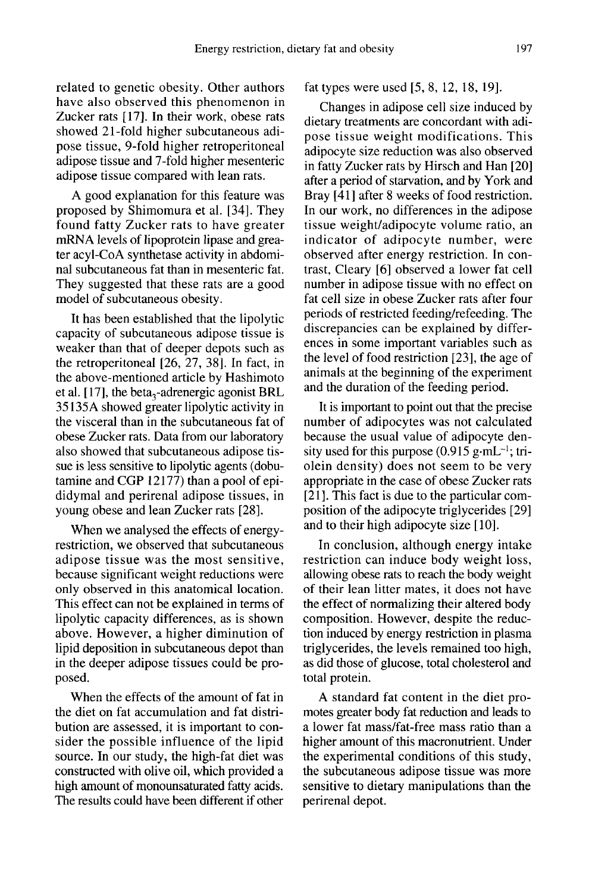related to genetic obesity. Other authors have also observed this phenomenon in Zucker rats [17]. In their work, obese rats showed 21-fold higher subcutaneous adipose tissue, 9-fold higher retroperitoneal adipose tissue and 7-fold higher mesenteric adipose tissue compared with lean rats.

A good explanation for this feature was proposed by Shimomura et al. [34]. They found fatty Zucker rats to have greater mRNA levels of lipoprotein lipase and greater acyl-CoA synthetase activity in abdominal subcutaneous fat than in mesenteric fat. They suggested that these rats are a good model of subcutaneous obesity.

It has been established that the lipolytic capacity of subcutaneous adipose tissue is weaker than that of deeper depots such as the retroperitoneal [26, 27, 38]. In fact, in the above-mentioned article by Hashimoto et al. [17], the beta$_3$-adrenergic agonist BRL 35135A showed greater lipolytic activity in the visceral than in the subcutaneous fat of obese Zucker rats. Data from our laboratory also showed that subcutaneous adipose tissue is less sensitive to lipolytic agents (dobutamine and CGP 12177) than a pool of epididymal and perirenal adipose tissues, in young obese and lean Zucker rats [28].

When we analysed the effects of energy-restriction, we observed that subcutaneous adipose tissue was the most sensitive, because significant weight reductions were only observed in this anatomical location. This effect can not be explained in terms of lipolytic capacity differences, as is shown above. However, a higher diminution of lipid deposition in subcutaneous depot than in the deeper adipose tissues could be proposed.

When the effects of the amount of fat in the diet on fat accumulation and fat distribution are assessed, it is important to consider the possible influence of the lipid source. In our study, the high-fat diet was constructed with olive oil, which provided a high amount of monounsaturated fatty acids. The results could have been different if other fat types were used [5, 8, 12, 18, 19].

Changes in adipose cell size induced by dietary treatments are concordant with adipose tissue weight modifications. This adipocyte size reduction was also observed in fatty Zucker rats by Hirsch and Han [20] after a period of starvation, and by York and Bray [41] after 8 weeks of food restriction. In our work, no differences in the adipose tissue weight/adipocyte volume ratio, an indicator of adipocyte number, were observed after energy restriction. In contrast, Cleary [6] observed a lower fat cell number in adipose tissue with no effect on fat cell size in obese Zucker rats after four periods of restricted feeding/refeeding. The discrepancies can be explained by differences in some important variables such as the level of food restriction [23], the age of animals at the beginning of the experiment and the duration of the feeding period.

It is important to point out that the precise number of adipocytes was not calculated because the usual value of adipocyte density used for this purpose (0.915 g·mL$^{-1}$; triolein density) does not seem to be very appropriate in the case of obese Zucker rats [21]. This fact is due to the particular composition of the adipocyte triglycerides [29] and to their high adipocyte size [10].

In conclusion, although energy intake restriction can induce body weight loss, allowing obese rats to reach the body weight of their lean litter mates, it does not have the effect of normalizing their altered body composition. However, despite the reduction induced by energy restriction in plasma triglycerides, the levels remained too high, as did those of glucose, total cholesterol and total protein.

A standard fat content in the diet promotes greater body fat reduction and leads to a lower fat mass/fat-free mass ratio than a higher amount of this macronutrient. Under the experimental conditions of this study, the subcutaneous adipose tissue was more sensitive to dietary manipulations than the perirenal depot.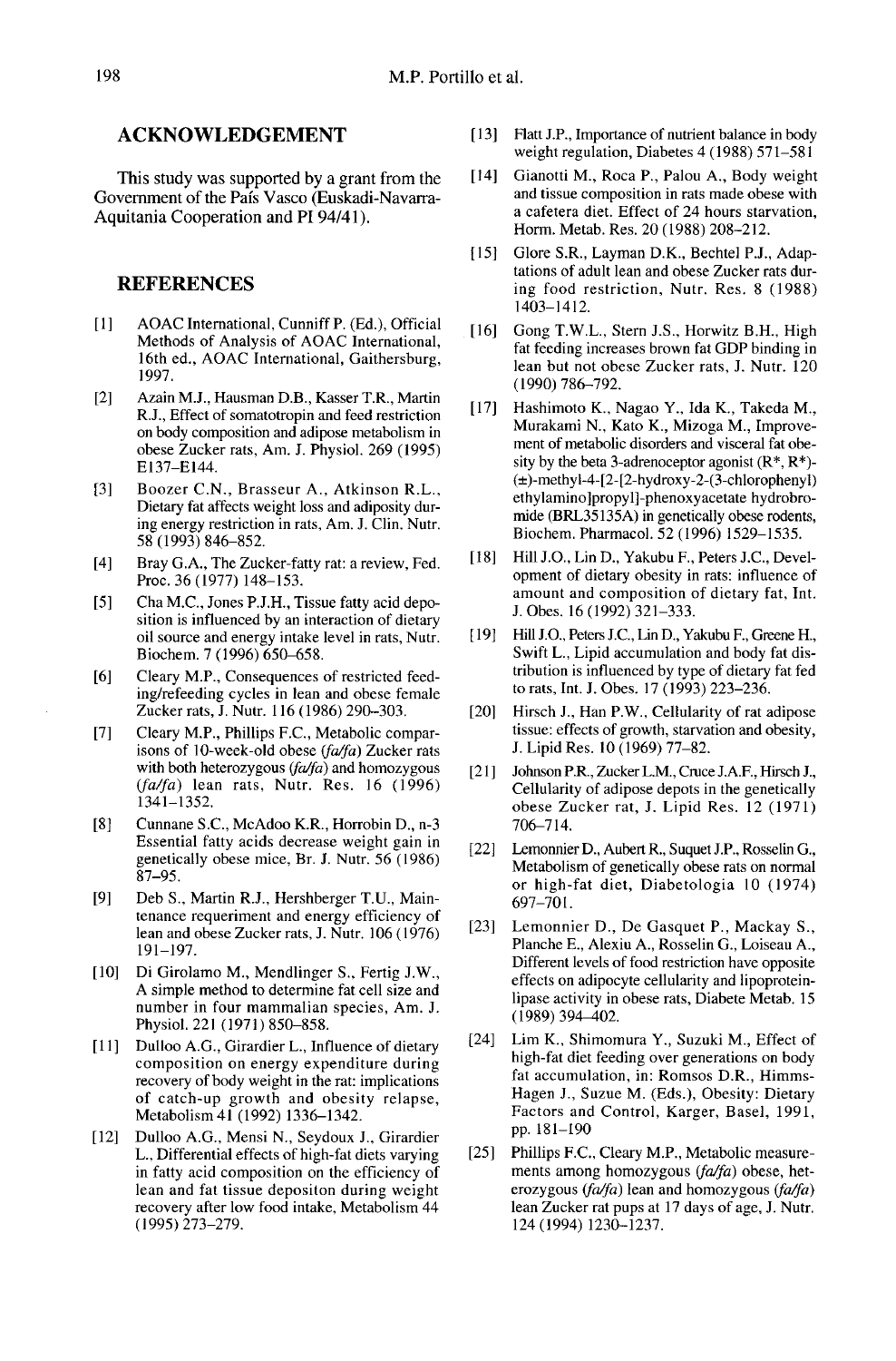## ACKNOWLEDGEMENT

This study was supported by a grant from the Government of the País Vasco (Euskadi-Navarra-Aquitania Cooperation and PI 94/41).

## REFERENCES

[1] AOAC International, Cunniff P. (Ed.), Official Methods of Analysis of AOAC International, 16th ed., AOAC International, Gaithersburg, 1997.

[2] Azain M.J., Hausman D.B., Kasser T.R., Martin R.J., Effect of somatotropin and feed restriction on body composition and adipose metabolism in obese Zucker rats, Am. J. Physiol. 269 (1995) E137–E144.

[3] Boozer C.N., Brasseur A., Atkinson R.L., Dietary fat affects weight loss and adiposity during energy restriction in rats, Am. J. Clin. Nutr. 58 (1993) 846–852.

[4] Bray G.A., The Zucker-fatty rat: a review, Fed. Proc. 36 (1977) 148–153.

[5] Cha M.C., Jones P.J.H., Tissue fatty acid deposition is influenced by an interaction of dietary oil source and energy intake level in rats, Nutr. Biochem. 7 (1996) 650–658.

[6] Cleary M.P., Consequences of restricted feeding/refeeding cycles in lean and obese female Zucker rats, J. Nutr. 116 (1986) 290–303.

[7] Cleary M.P., Phillips F.C., Metabolic comparisons of 10-week-old obese *(fa/fa)* Zucker rats with both heterozygous *(fa/fa)* and homozygous *(fa/fa)* lean rats, Nutr. Res. 16 (1996) 1341–1352.

[8] Cunnane S.C., McAdoo K.R., Horrobin D., n-3 Essential fatty acids decrease weight gain in genetically obese mice, Br. J. Nutr. 56 (1986) 87–95.

[9] Deb S., Martin R.J., Hershberger T.U., Maintenance requeriment and energy efficiency of lean and obese Zucker rats, J. Nutr. 106 (1976) 191–197.

[10] Di Girolamo M., Mendlinger S., Fertig J.W., A simple method to determine fat cell size and number in four mammalian species, Am. J. Physiol. 221 (1971) 850–858.

[11] Dulloo A.G., Girardier L., Influence of dietary composition on energy expenditure during recovery of body weight in the rat: implications of catch-up growth and obesity relapse, Metabolism 41 (1992) 1336–1342.

[12] Dulloo A.G., Mensi N., Seydoux J., Girardier L., Differential effects of high-fat diets varying in fatty acid composition on the efficiency of lean and fat tissue depositon during weight recovery after low food intake, Metabolism 44 (1995) 273–279.

[13] Flatt J.P., Importance of nutrient balance in body weight regulation, Diabetes 4 (1988) 571–581

[14] Gianotti M., Roca P., Palou A., Body weight and tissue composition in rats made obese with a cafetera diet. Effect of 24 hours starvation, Horm. Metab. Res. 20 (1988) 208–212.

[15] Glore S.R., Layman D.K., Bechtel P.J., Adaptations of adult lean and obese Zucker rats during food restriction, Nutr. Res. 8 (1988) 1403–1412.

[16] Gong T.W.L., Stern J.S., Horwitz B.H., High fat feeding increases brown fat GDP binding in lean but not obese Zucker rats, J. Nutr. 120 (1990) 786–792.

[17] Hashimoto K., Nagao Y., Ida K., Takeda M., Murakami N., Kato K., Mizoga M., Improvement of metabolic disorders and visceral fat obesity by the beta 3-adrenoceptor agonist (R*, R*)-(±)-methyl-4-[2-[2-hydroxy-2-(3-chlorophenyl) ethylamino]propyl]-phenoxyacetate hydrobromide (BRL35135A) in genetically obese rodents, Biochem. Pharmacol. 52 (1996) 1529–1535.

[18] Hill J.O., Lin D., Yakubu F., Peters J.C., Development of dietary obesity in rats: influence of amount and composition of dietary fat, Int. J. Obes. 16 (1992) 321–333.

[19] Hill J.O., Peters J.C., Lin D., Yakubu F., Greene H., Swift L., Lipid accumulation and body fat distribution is influenced by type of dietary fat fed to rats, Int. J. Obes. 17 (1993) 223–236.

[20] Hirsch J., Han P.W., Cellularity of rat adipose tissue: effects of growth, starvation and obesity, J. Lipid Res. 10 (1969) 77–82.

[21] Johnson P.R., Zucker L.M., Cruce J.A.F., Hirsch J., Cellularity of adipose depots in the genetically obese Zucker rat, J. Lipid Res. 12 (1971) 706–714.

[22] Lemonnier D., Aubert R., Suquet J.P., Rosselin G., Metabolism of genetically obese rats on normal or high-fat diet, Diabetologia 10 (1974) 697–701.

[23] Lemonnier D., De Gasquet P., Mackay S., Planche E., Alexiu A., Rosselin G., Loiseau A., Different levels of food restriction have opposite effects on adipocyte cellularity and lipoproteinlipase activity in obese rats, Diabete Metab. 15 (1989) 394–402.

[24] Lim K., Shimomura Y., Suzuki M., Effect of high-fat diet feeding over generations on body fat accumulation, in: Romsos D.R., Himms-Hagen J., Suzue M. (Eds.), Obesity: Dietary Factors and Control, Karger, Basel, 1991, pp. 181–190

[25] Phillips F.C., Cleary M.P., Metabolic measurements among homozygous *(fa/fa)* obese, heterozygous *(fa/fa)* lean and homozygous *(fa/fa)* lean Zucker rat pups at 17 days of age, J. Nutr. 124 (1994) 1230–1237.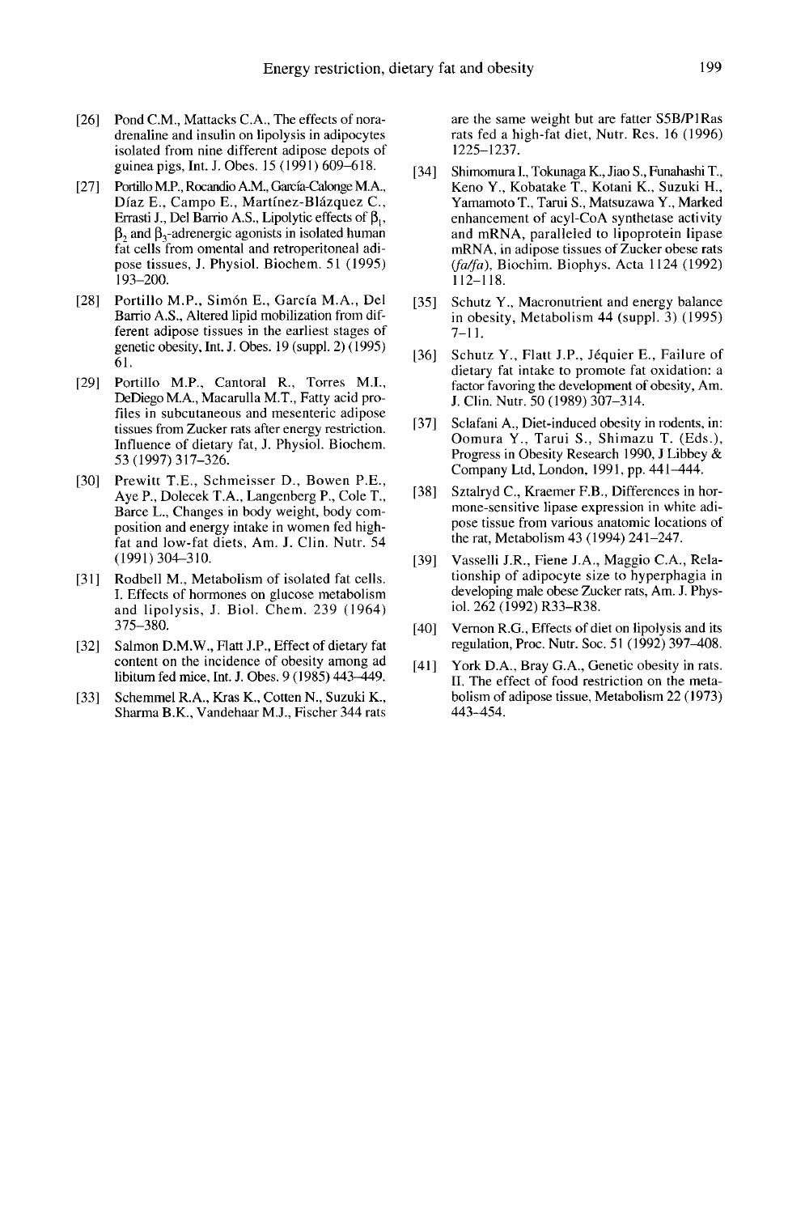[26] Pond C.M., Mattacks C.A., The effects of noradrenaline and insulin on lipolysis in adipocytes isolated from nine different adipose depots of guinea pigs, Int. J. Obes. 15 (1991) 609–618.

[27] Portillo M.P., Rocandio A.M., García-Calonge M.A., Díaz E., Campo E., Martínez-Blázquez C., Errasti J., Del Barrio A.S., Lipolytic effects of $\beta_1$, $\beta_2$ and $\beta_3$-adrenergic agonists in isolated human fat cells from omental and retroperitoneal adipose tissues, J. Physiol. Biochem. 51 (1995) 193–200.

[28] Portillo M.P., Simón E., García M.A., Del Barrio A.S., Altered lipid mobilization from different adipose tissues in the earliest stages of genetic obesity, Int. J. Obes. 19 (suppl. 2) (1995) 61.

[29] Portillo M.P., Cantoral R., Torres M.I., DeDiego M.A., Macarulla M.T., Fatty acid profiles in subcutaneous and mesenteric adipose tissues from Zucker rats after energy restriction. Influence of dietary fat, J. Physiol. Biochem. 53 (1997) 317–326.

[30] Prewitt T.E., Schmeisser D., Bowen P.E., Aye P., Dolecek T.A., Langenberg P., Cole T., Barce L., Changes in body weight, body composition and energy intake in women fed high-fat and low-fat diets, Am. J. Clin. Nutr. 54 (1991) 304–310.

[31] Rodbell M., Metabolism of isolated fat cells. I. Effects of hormones on glucose metabolism and lipolysis, J. Biol. Chem. 239 (1964) 375–380.

[32] Salmon D.M.W., Flatt J.P., Effect of dietary fat content on the incidence of obesity among ad libitum fed mice, Int. J. Obes. 9 (1985) 443–449.

[33] Schemmel R.A., Kras K., Cotten N., Suzuki K., Sharma B.K., Vandehaar M.J., Fischer 344 rats are the same weight but are fatter S5B/P1Ras rats fed a high-fat diet, Nutr. Res. 16 (1996) 1225–1237.

[34] Shimomura I., Tokunaga K., Jiao S., Funahashi T., Keno Y., Kobatake T., Kotani K., Suzuki H., Yamamoto T., Tarui S., Matsuzawa Y., Marked enhancement of acyl-CoA synthetase activity and mRNA, paralleled to lipoprotein lipase mRNA, in adipose tissues of Zucker obese rats *(fa/fa)*, Biochim. Biophys. Acta 1124 (1992) 112–118.

[35] Schutz Y., Macronutrient and energy balance in obesity, Metabolism 44 (suppl. 3) (1995) 7–11.

[36] Schutz Y., Flatt J.P., Jéquier E., Failure of dietary fat intake to promote fat oxidation: a factor favoring the development of obesity, Am. J. Clin. Nutr. 50 (1989) 307–314.

[37] Sclafani A., Diet-induced obesity in rodents, in: Oomura Y., Tarui S., Shimazu T. (Eds.), Progress in Obesity Research 1990, J Libbey & Company Ltd, London, 1991, pp. 441–444.

[38] Sztalryd C., Kraemer F.B., Differences in hormone-sensitive lipase expression in white adipose tissue from various anatomic locations of the rat, Metabolism 43 (1994) 241–247.

[39] Vasselli J.R., Fiene J.A., Maggio C.A., Relationship of adipocyte size to hyperphagia in developing male obese Zucker rats, Am. J. Physiol. 262 (1992) R33–R38.

[40] Vernon R.G., Effects of diet on lipolysis and its regulation, Proc. Nutr. Soc. 51 (1992) 397–408.

[41] York D.A., Bray G.A., Genetic obesity in rats. II. The effect of food restriction on the metabolism of adipose tissue, Metabolism 22 (1973) 443–454.